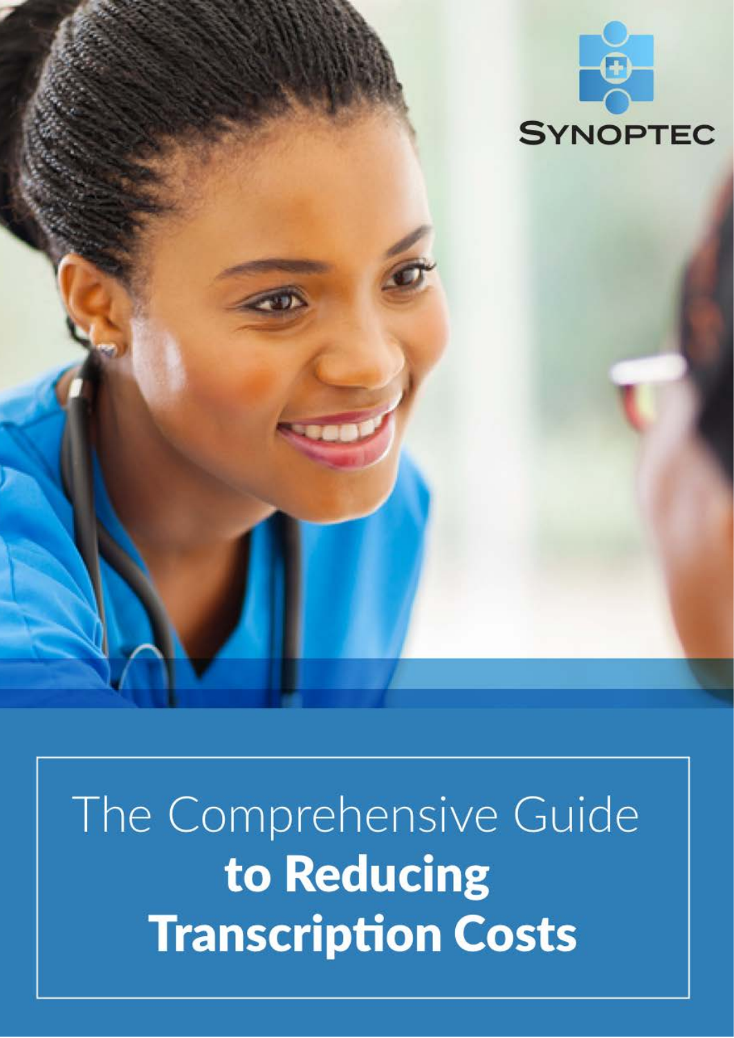SYNOPTEC

# The Comprehensive Guide **to Reducing Transcription Costs**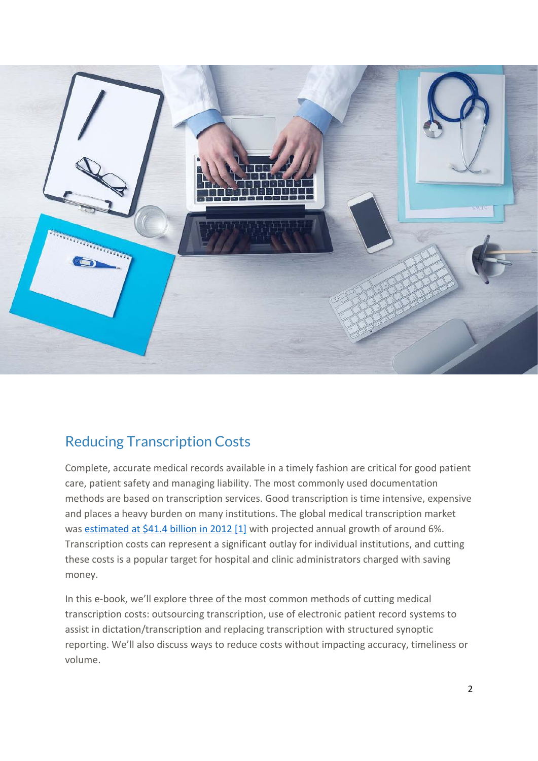## Reducing Transcription Costs

Complete, accurate medical records available in a timely fashion are critical for good patient care, patient safety and managing liability. The most commonly used documentation methods are based on transcription services. Good transcription is time intensive, expensive and places a heavy burden on many institutions. The global medical transcription market was estimated at $41.4 billion in 2012 [1] with projected annual growth of around 6%. Transcription costs can represent a significant outlay for individual institutions, and cutting these costs is a popular target for hospital and clinic administrators charged with saving money.

In this e-book, we'll explore three of the most common methods of cutting medical transcription costs: outsourcing transcription, use of electronic patient record systems to assist in dictation/transcription and replacing transcription with structured synoptic reporting. We'll also discuss ways to reduce costs without impacting accuracy, timeliness or volume.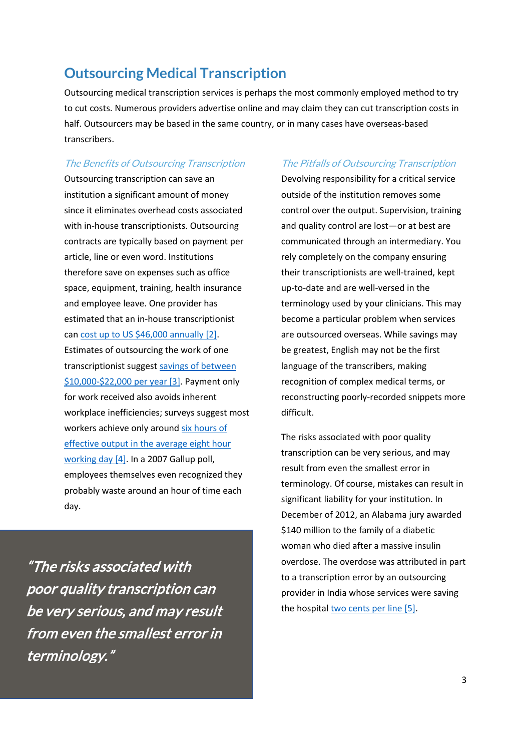## Outsourcing Medical Transcription

Outsourcing medical transcription services is perhaps the most commonly employed method to try to cut costs. Numerous providers advertise online and may claim they can cut transcription costs in half. Outsourcers may be based in the same country, or in many cases have overseas-based transcribers.

### *The Benefits of Outsourcing Transcription*

Outsourcing transcription can save an institution a significant amount of money since it eliminates overhead costs associated with in-house transcriptionists. Outsourcing contracts are typically based on payment per article, line or even word. Institutions therefore save on expenses such as office space, equipment, training, health insurance and employee leave. One provider has estimated that an in-house transcriptionist can cost up to US $46,000 annually [2]. Estimates of outsourcing the work of one transcriptionist suggest savings of between $10,000-$22,000 per year [3]. Payment only for work received also avoids inherent workplace inefficiencies; surveys suggest most workers achieve only around six hours of effective output in the average eight hour working day [4]. In a 2007 Gallup poll, employees themselves even recognized they probably waste around an hour of time each day.

> *"The risks associated with poor quality transcription can be very serious, and may result from even the smallest error in terminology."*

### *The Pitfalls of Outsourcing Transcription*

Devolving responsibility for a critical service outside of the institution removes some control over the output. Supervision, training and quality control are lost—or at best are communicated through an intermediary. You rely completely on the company ensuring their transcriptionists are well-trained, kept up-to-date and are well-versed in the terminology used by your clinicians. This may become a particular problem when services are outsourced overseas. While savings may be greatest, English may not be the first language of the transcribers, making recognition of complex medical terms, or reconstructing poorly-recorded snippets more difficult.

The risks associated with poor quality transcription can be very serious, and may result from even the smallest error in terminology. Of course, mistakes can result in significant liability for your institution. In December of 2012, an Alabama jury awarded $140 million to the family of a diabetic woman who died after a massive insulin overdose. The overdose was attributed in part to a transcription error by an outsourcing provider in India whose services were saving the hospital two cents per line [5].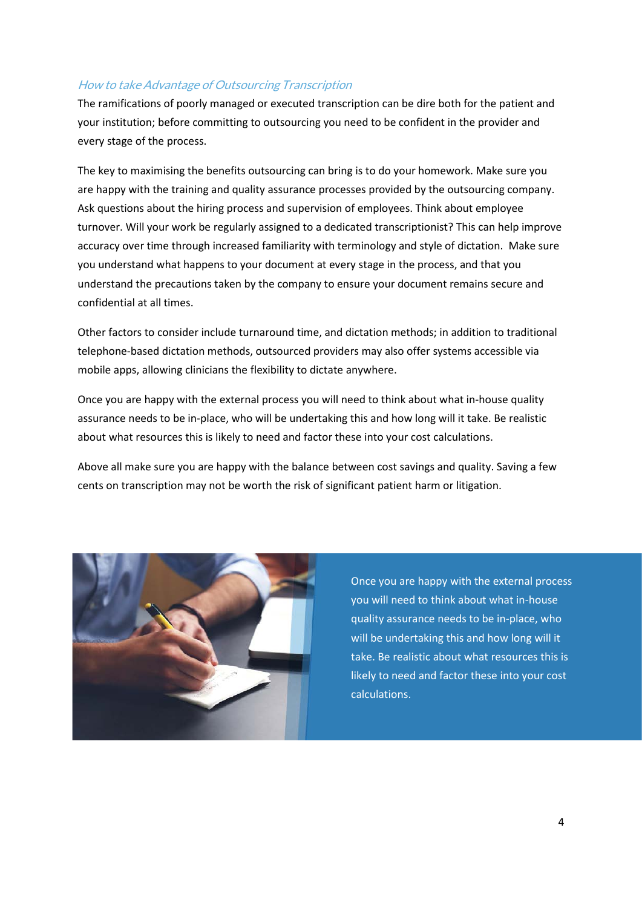## *How to take Advantage of Outsourcing Transcription*

The ramifications of poorly managed or executed transcription can be dire both for the patient and your institution; before committing to outsourcing you need to be confident in the provider and every stage of the process.

The key to maximising the benefits outsourcing can bring is to do your homework. Make sure you are happy with the training and quality assurance processes provided by the outsourcing company. Ask questions about the hiring process and supervision of employees. Think about employee turnover. Will your work be regularly assigned to a dedicated transcriptionist? This can help improve accuracy over time through increased familiarity with terminology and style of dictation. Make sure you understand what happens to your document at every stage in the process, and that you understand the precautions taken by the company to ensure your document remains secure and confidential at all times.

Other factors to consider include turnaround time, and dictation methods; in addition to traditional telephone-based dictation methods, outsourced providers may also offer systems accessible via mobile apps, allowing clinicians the flexibility to dictate anywhere.

Once you are happy with the external process you will need to think about what in-house quality assurance needs to be in-place, who will be undertaking this and how long will it take. Be realistic about what resources this is likely to need and factor these into your cost calculations.

Above all make sure you are happy with the balance between cost savings and quality. Saving a few cents on transcription may not be worth the risk of significant patient harm or litigation.

Once you are happy with the external process you will need to think about what in-house quality assurance needs to be in-place, who will be undertaking this and how long will it take. Be realistic about what resources this is likely to need and factor these into your cost calculations.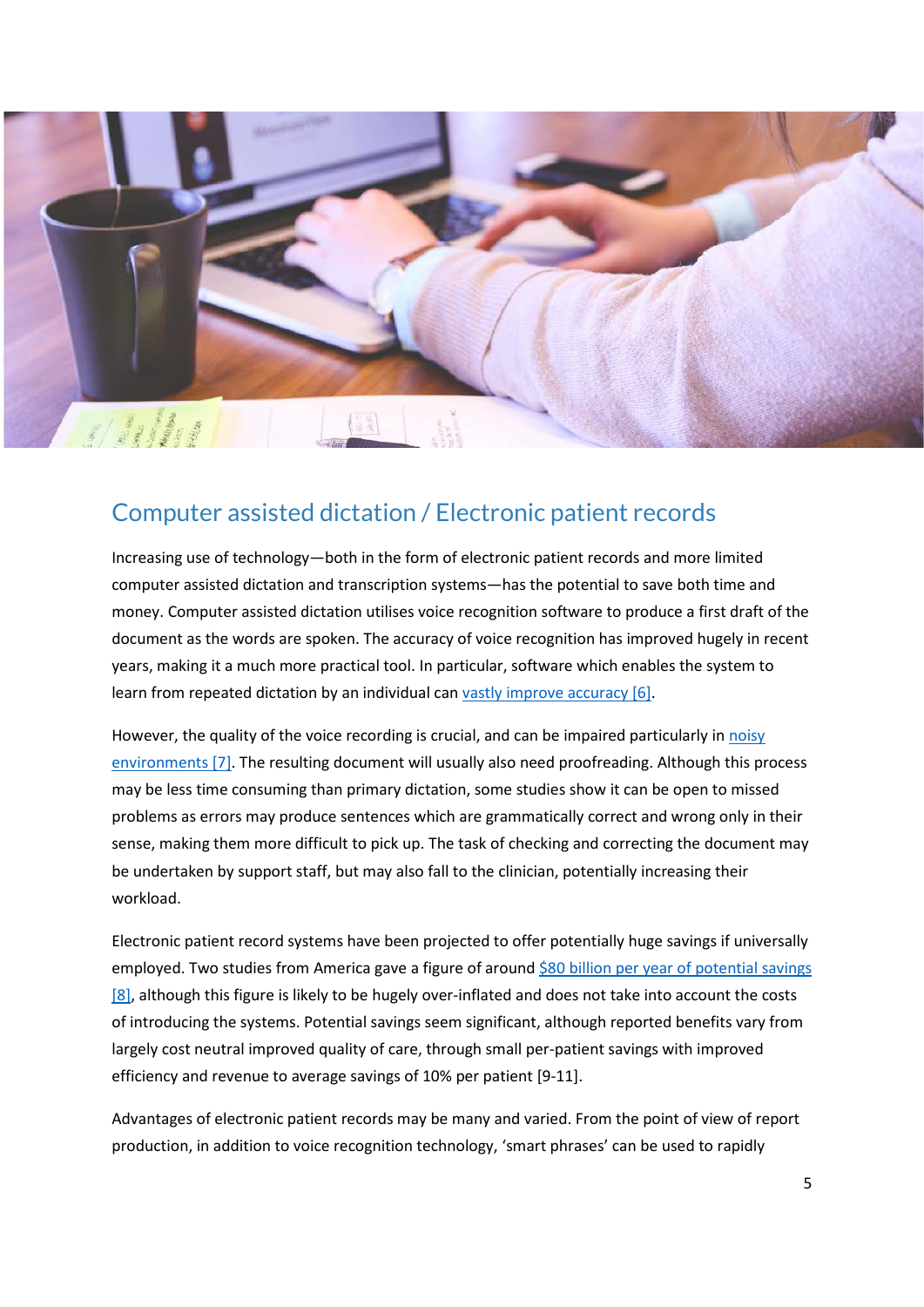## Computer assisted dictation / Electronic patient records

Increasing use of technology—both in the form of electronic patient records and more limited computer assisted dictation and transcription systems—has the potential to save both time and money. Computer assisted dictation utilises voice recognition software to produce a first draft of the document as the words are spoken. The accuracy of voice recognition has improved hugely in recent years, making it a much more practical tool. In particular, software which enables the system to learn from repeated dictation by an individual can vastly improve accuracy [6].

However, the quality of the voice recording is crucial, and can be impaired particularly in noisy environments [7]. The resulting document will usually also need proofreading. Although this process may be less time consuming than primary dictation, some studies show it can be open to missed problems as errors may produce sentences which are grammatically correct and wrong only in their sense, making them more difficult to pick up. The task of checking and correcting the document may be undertaken by support staff, but may also fall to the clinician, potentially increasing their workload.

Electronic patient record systems have been projected to offer potentially huge savings if universally employed. Two studies from America gave a figure of around $80 billion per year of potential savings [8], although this figure is likely to be hugely over-inflated and does not take into account the costs of introducing the systems. Potential savings seem significant, although reported benefits vary from largely cost neutral improved quality of care, through small per-patient savings with improved efficiency and revenue to average savings of 10% per patient [9-11].

Advantages of electronic patient records may be many and varied. From the point of view of report production, in addition to voice recognition technology, 'smart phrases' can be used to rapidly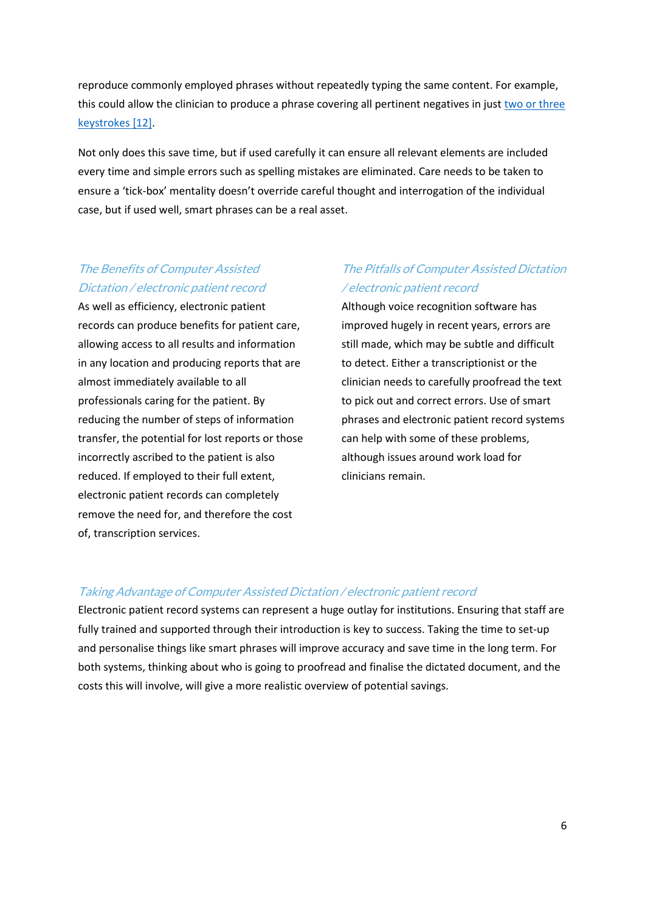reproduce commonly employed phrases without repeatedly typing the same content. For example, this could allow the clinician to produce a phrase covering all pertinent negatives in just [two or three keystrokes [12]](#).

Not only does this save time, but if used carefully it can ensure all relevant elements are included every time and simple errors such as spelling mistakes are eliminated. Care needs to be taken to ensure a 'tick-box' mentality doesn't override careful thought and interrogation of the individual case, but if used well, smart phrases can be a real asset.

### *The Benefits of Computer Assisted Dictation / electronic patient record*

As well as efficiency, electronic patient records can produce benefits for patient care, allowing access to all results and information in any location and producing reports that are almost immediately available to all professionals caring for the patient. By reducing the number of steps of information transfer, the potential for lost reports or those incorrectly ascribed to the patient is also reduced. If employed to their full extent, electronic patient records can completely remove the need for, and therefore the cost of, transcription services.

### *The Pitfalls of Computer Assisted Dictation / electronic patient record*

Although voice recognition software has improved hugely in recent years, errors are still made, which may be subtle and difficult to detect. Either a transcriptionist or the clinician needs to carefully proofread the text to pick out and correct errors. Use of smart phrases and electronic patient record systems can help with some of these problems, although issues around work load for clinicians remain.

### *Taking Advantage of Computer Assisted Dictation / electronic patient record*

Electronic patient record systems can represent a huge outlay for institutions. Ensuring that staff are fully trained and supported through their introduction is key to success. Taking the time to set-up and personalise things like smart phrases will improve accuracy and save time in the long term. For both systems, thinking about who is going to proofread and finalise the dictated document, and the costs this will involve, will give a more realistic overview of potential savings.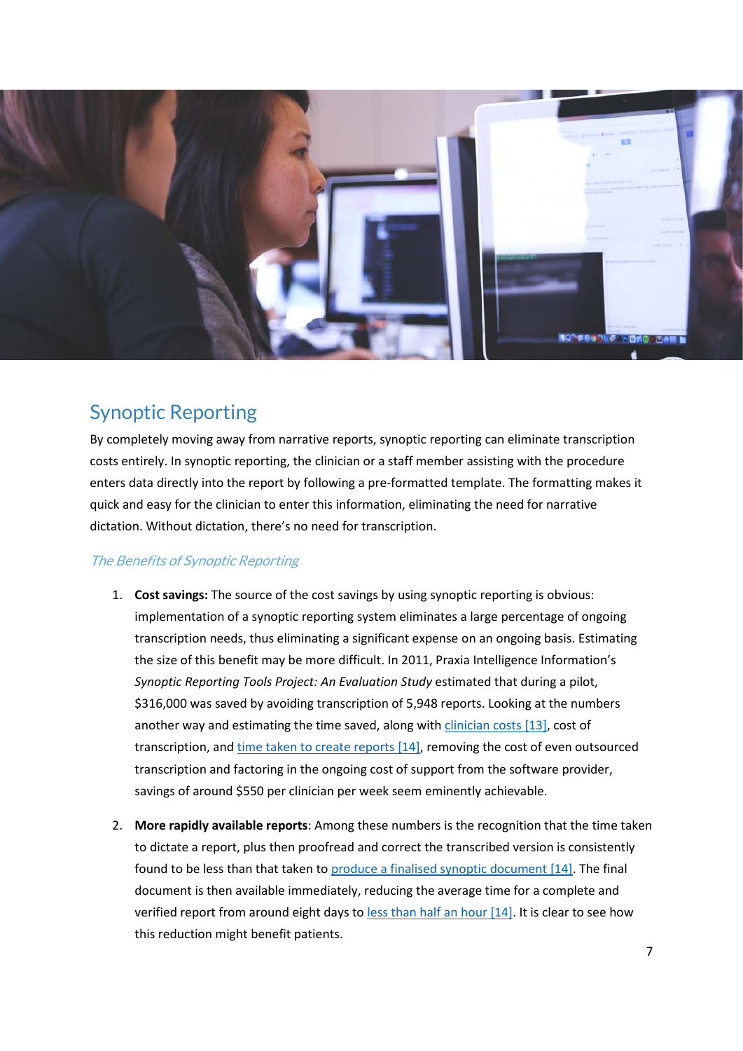## Synoptic Reporting

By completely moving away from narrative reports, synoptic reporting can eliminate transcription costs entirely. In synoptic reporting, the clinician or a staff member assisting with the procedure enters data directly into the report by following a pre-formatted template. The formatting makes it quick and easy for the clinician to enter this information, eliminating the need for narrative dictation. Without dictation, there's no need for transcription.

### *The Benefits of Synoptic Reporting*

1. **Cost savings:** The source of the cost savings by using synoptic reporting is obvious: implementation of a synoptic reporting system eliminates a large percentage of ongoing transcription needs, thus eliminating a significant expense on an ongoing basis. Estimating the size of this benefit may be more difficult. In 2011, Praxia Intelligence Information's *Synoptic Reporting Tools Project: An Evaluation Study* estimated that during a pilot, $316,000 was saved by avoiding transcription of 5,948 reports. Looking at the numbers another way and estimating the time saved, along with clinician costs [13], cost of transcription, and time taken to create reports [14], removing the cost of even outsourced transcription and factoring in the ongoing cost of support from the software provider, savings of around $550 per clinician per week seem eminently achievable.

2. **More rapidly available reports**: Among these numbers is the recognition that the time taken to dictate a report, plus then proofread and correct the transcribed version is consistently found to be less than that taken to produce a finalised synoptic document [14]. The final document is then available immediately, reducing the average time for a complete and verified report from around eight days to less than half an hour [14]. It is clear to see how this reduction might benefit patients.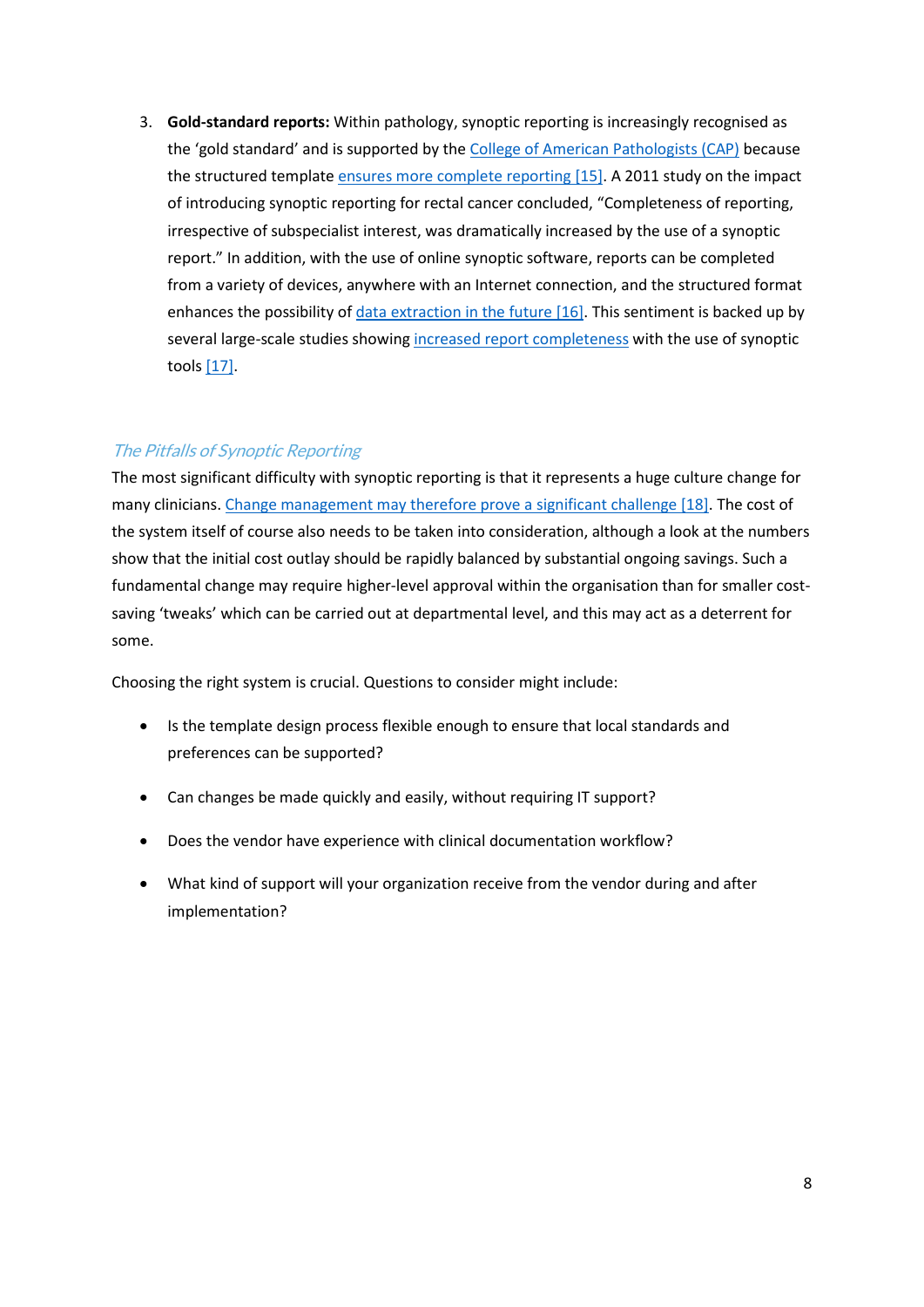3. **Gold-standard reports:** Within pathology, synoptic reporting is increasingly recognised as the 'gold standard' and is supported by the College of American Pathologists (CAP) because the structured template ensures more complete reporting [15]. A 2011 study on the impact of introducing synoptic reporting for rectal cancer concluded, "Completeness of reporting, irrespective of subspecialist interest, was dramatically increased by the use of a synoptic report." In addition, with the use of online synoptic software, reports can be completed from a variety of devices, anywhere with an Internet connection, and the structured format enhances the possibility of data extraction in the future [16]. This sentiment is backed up by several large-scale studies showing increased report completeness with the use of synoptic tools [17].

### *The Pitfalls of Synoptic Reporting*

The most significant difficulty with synoptic reporting is that it represents a huge culture change for many clinicians. Change management may therefore prove a significant challenge [18]. The cost of the system itself of course also needs to be taken into consideration, although a look at the numbers show that the initial cost outlay should be rapidly balanced by substantial ongoing savings. Such a fundamental change may require higher-level approval within the organisation than for smaller cost-saving 'tweaks' which can be carried out at departmental level, and this may act as a deterrent for some.

Choosing the right system is crucial. Questions to consider might include:

- Is the template design process flexible enough to ensure that local standards and preferences can be supported?
- Can changes be made quickly and easily, without requiring IT support?
- Does the vendor have experience with clinical documentation workflow?
- What kind of support will your organization receive from the vendor during and after implementation?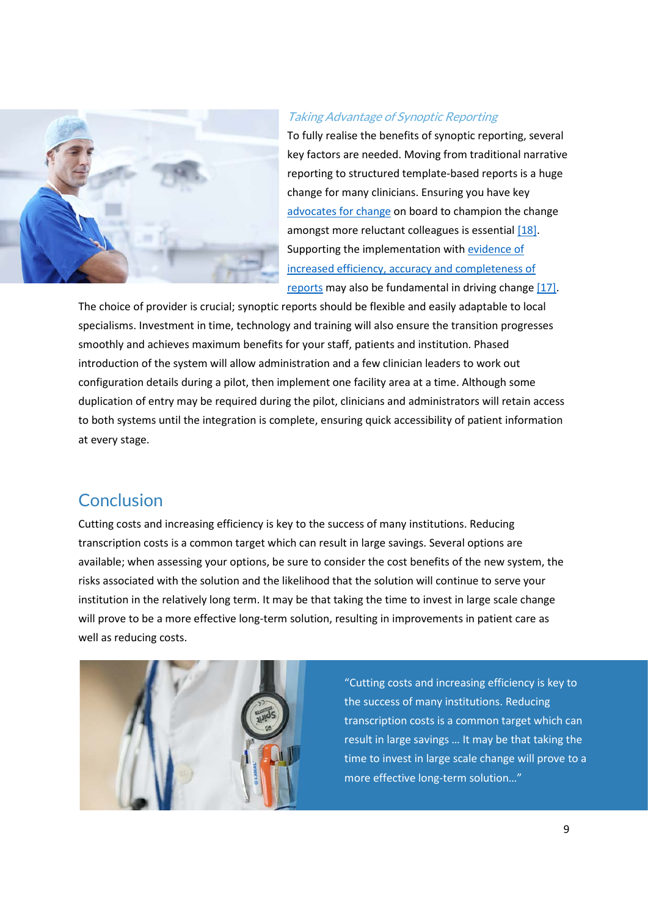### *Taking Advantage of Synoptic Reporting*

To fully realise the benefits of synoptic reporting, several key factors are needed. Moving from traditional narrative reporting to structured template-based reports is a huge change for many clinicians. Ensuring you have key advocates for change on board to champion the change amongst more reluctant colleagues is essential [18]. Supporting the implementation with evidence of increased efficiency, accuracy and completeness of reports may also be fundamental in driving change [17]. The choice of provider is crucial; synoptic reports should be flexible and easily adaptable to local specialisms. Investment in time, technology and training will also ensure the transition progresses smoothly and achieves maximum benefits for your staff, patients and institution. Phased introduction of the system will allow administration and a few clinician leaders to work out configuration details during a pilot, then implement one facility area at a time. Although some duplication of entry may be required during the pilot, clinicians and administrators will retain access to both systems until the integration is complete, ensuring quick accessibility of patient information at every stage.

## Conclusion

Cutting costs and increasing efficiency is key to the success of many institutions. Reducing transcription costs is a common target which can result in large savings. Several options are available; when assessing your options, be sure to consider the cost benefits of the new system, the risks associated with the solution and the likelihood that the solution will continue to serve your institution in the relatively long term. It may be that taking the time to invest in large scale change will prove to be a more effective long-term solution, resulting in improvements in patient care as well as reducing costs.

"Cutting costs and increasing efficiency is key to the success of many institutions. Reducing transcription costs is a common target which can result in large savings … It may be that taking the time to invest in large scale change will prove to a more effective long-term solution…"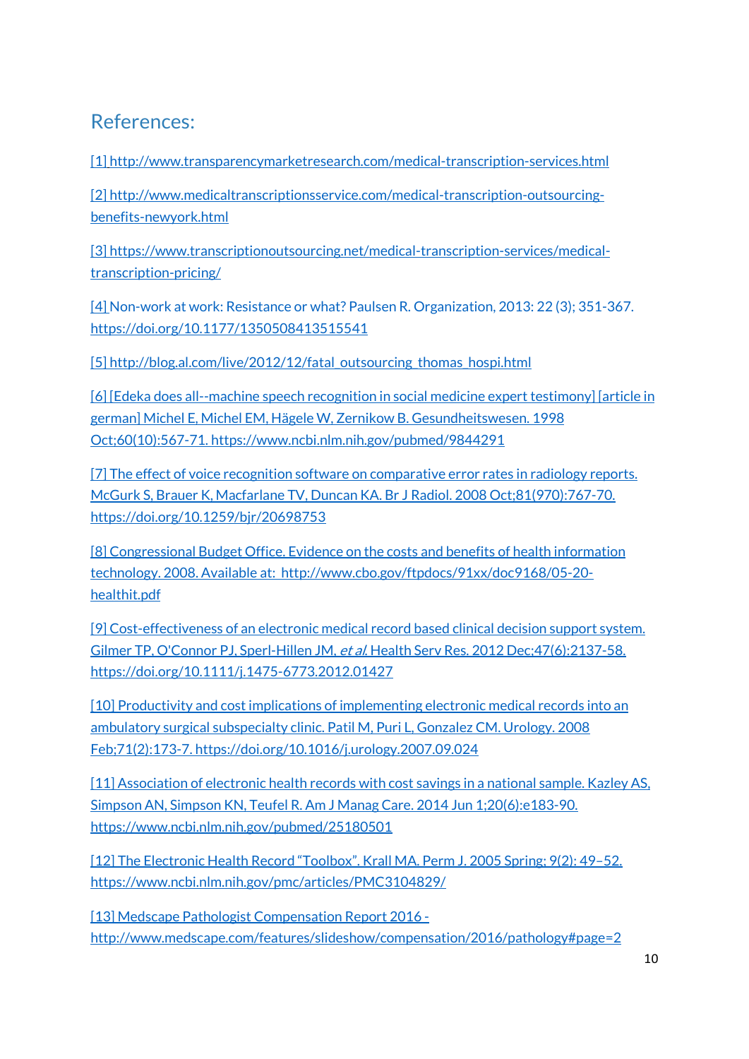## References:

[1] http://www.transparencymarketresearch.com/medical-transcription-services.html

[2] http://www.medicaltranscriptionsservice.com/medical-transcription-outsourcing-benefits-newyork.html

[3] https://www.transcriptionoutsourcing.net/medical-transcription-services/medical-transcription-pricing/

[4] Non-work at work: Resistance or what? Paulsen R. Organization, 2013: 22 (3); 351-367. https://doi.org/10.1177/1350508413515541

[5] http://blog.al.com/live/2012/12/fatal_outsourcing_thomas_hospi.html

[6] [Edeka does all--machine speech recognition in social medicine expert testimony] [article in german] Michel E, Michel EM, Hägele W, Zernikow B. Gesundheitswesen. 1998 Oct;60(10):567-71. https://www.ncbi.nlm.nih.gov/pubmed/9844291

[7] The effect of voice recognition software on comparative error rates in radiology reports. McGurk S, Brauer K, Macfarlane TV, Duncan KA. Br J Radiol. 2008 Oct;81(970):767-70. https://doi.org/10.1259/bjr/20698753

[8] Congressional Budget Office. Evidence on the costs and benefits of health information technology. 2008. Available at: http://www.cbo.gov/ftpdocs/91xx/doc9168/05-20-healthit.pdf

[9] Cost-effectiveness of an electronic medical record based clinical decision support system. Gilmer TP, O'Connor PJ, Sperl-Hillen JM, *et al.* Health Serv Res. 2012 Dec;47(6):2137-58. https://doi.org/10.1111/j.1475-6773.2012.01427

[10] Productivity and cost implications of implementing electronic medical records into an ambulatory surgical subspecialty clinic. Patil M, Puri L, Gonzalez CM. Urology. 2008 Feb;71(2):173-7. https://doi.org/10.1016/j.urology.2007.09.024

[11] Association of electronic health records with cost savings in a national sample. Kazley AS, Simpson AN, Simpson KN, Teufel R. Am J Manag Care. 2014 Jun 1;20(6):e183-90. https://www.ncbi.nlm.nih.gov/pubmed/25180501

[12] The Electronic Health Record "Toolbox". Krall MA. Perm J. 2005 Spring; 9(2): 49–52. https://www.ncbi.nlm.nih.gov/pmc/articles/PMC3104829/

[13] Medscape Pathologist Compensation Report 2016 - http://www.medscape.com/features/slideshow/compensation/2016/pathology#page=2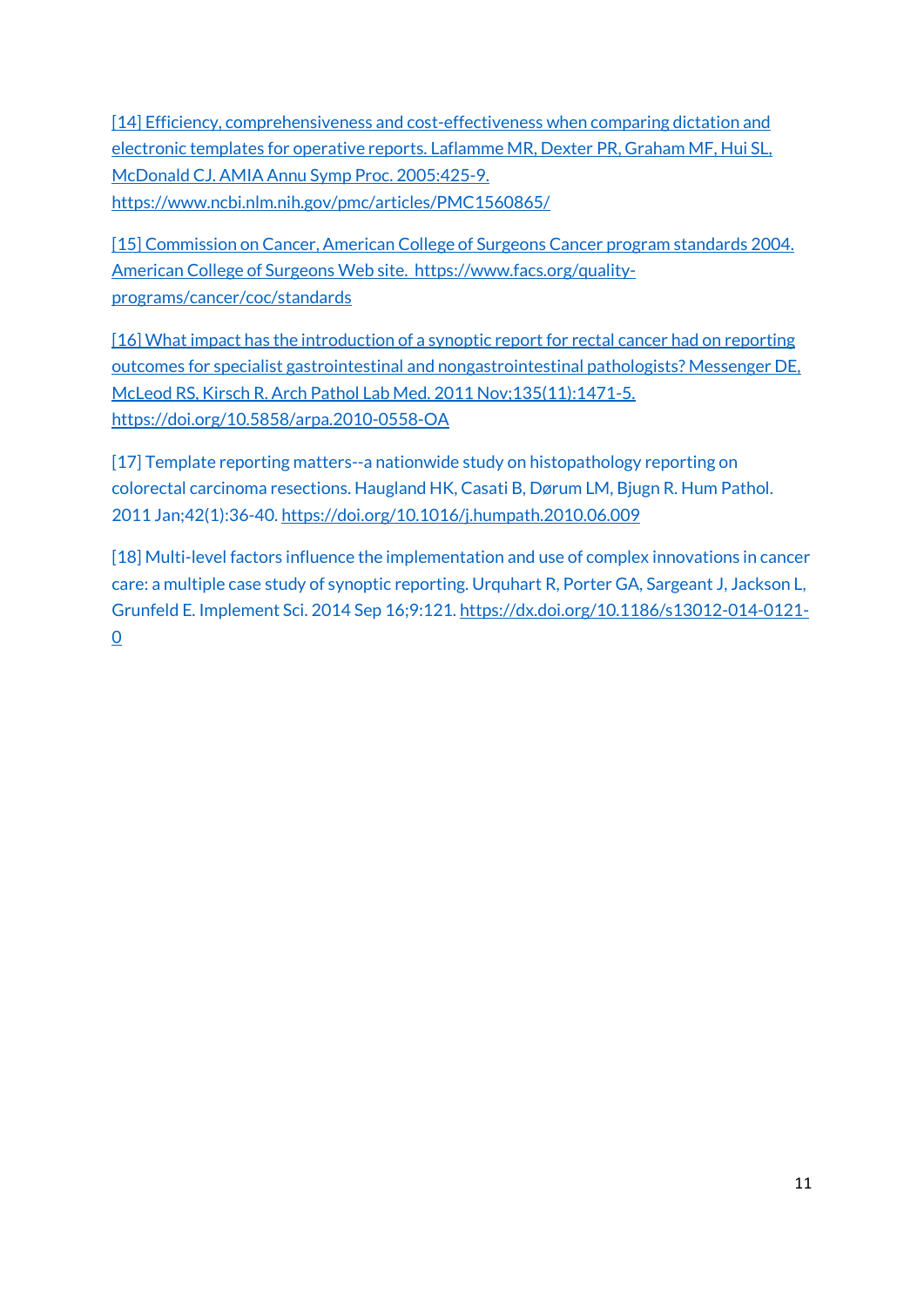[14] Efficiency, comprehensiveness and cost-effectiveness when comparing dictation and electronic templates for operative reports. Laflamme MR, Dexter PR, Graham MF, Hui SL, McDonald CJ. AMIA Annu Symp Proc. 2005:425-9. https://www.ncbi.nlm.nih.gov/pmc/articles/PMC1560865/

[15] Commission on Cancer, American College of Surgeons Cancer program standards 2004. American College of Surgeons Web site. https://www.facs.org/quality-programs/cancer/coc/standards

[16] What impact has the introduction of a synoptic report for rectal cancer had on reporting outcomes for specialist gastrointestinal and nongastrointestinal pathologists? Messenger DE, McLeod RS, Kirsch R. Arch Pathol Lab Med. 2011 Nov;135(11):1471-5. https://doi.org/10.5858/arpa.2010-0558-OA

[17] Template reporting matters--a nationwide study on histopathology reporting on colorectal carcinoma resections. Haugland HK, Casati B, Dørum LM, Bjugn R. Hum Pathol. 2011 Jan;42(1):36-40. https://doi.org/10.1016/j.humpath.2010.06.009

[18] Multi-level factors influence the implementation and use of complex innovations in cancer care: a multiple case study of synoptic reporting. Urquhart R, Porter GA, Sargeant J, Jackson L, Grunfeld E. Implement Sci. 2014 Sep 16;9:121. https://dx.doi.org/10.1186/s13012-014-0121-0